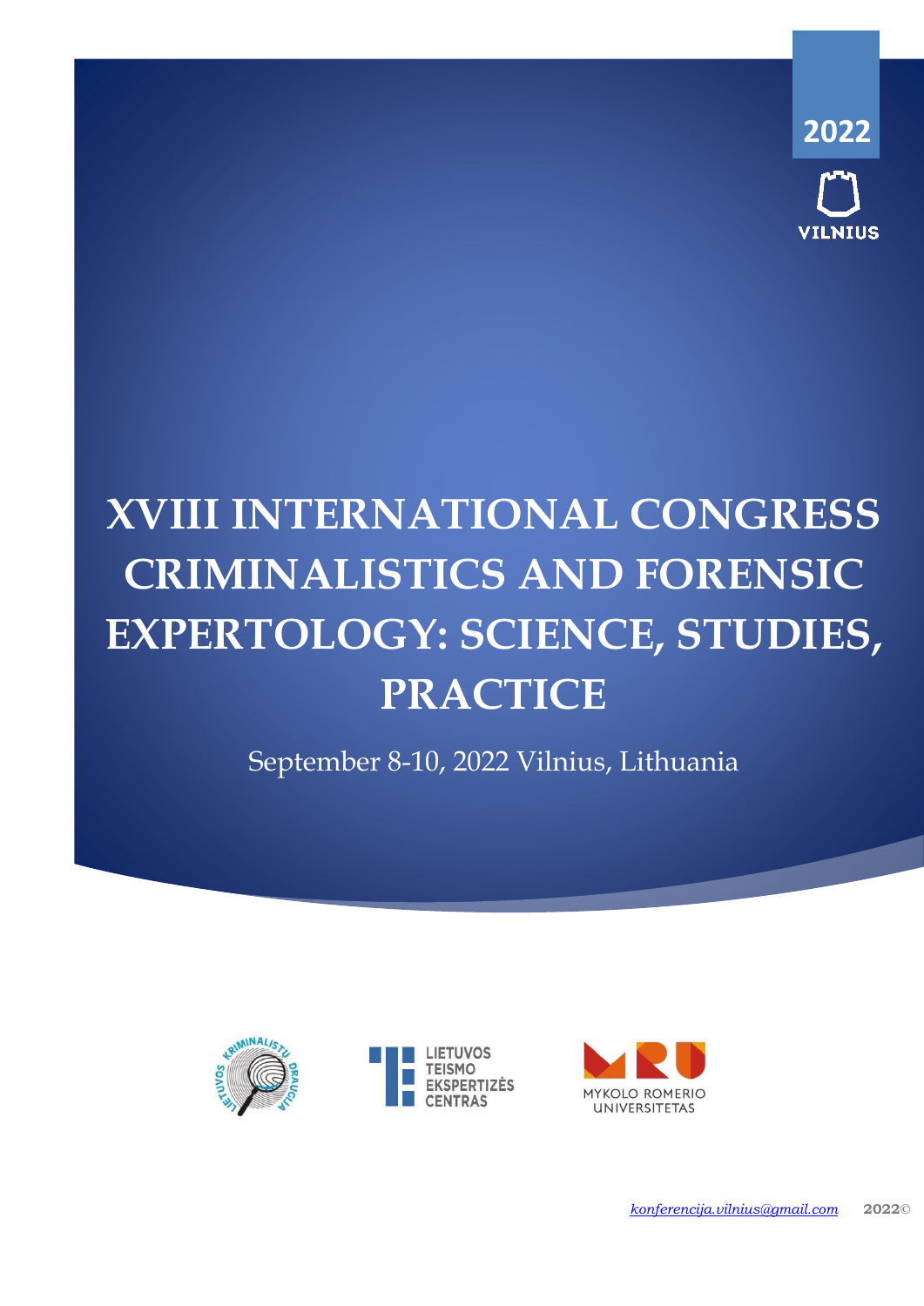2022

VILNIUS

# XVIII INTERNATIONAL CONGRESS CRIMINALISTICS AND FORENSIC EXPERTOLOGY: SCIENCE, STUDIES, PRACTICE

September 8-10, 2022 Vilnius, Lithuania

LIETUVOS KRIMINALISTŲ DRAUGIJA

LIETUVOS TEISMO EKSPERTIZĖS CENTRAS

MYKOLO ROMERIO UNIVERSITETAS

*konferencija.vilnius@gmail.com* **2022©**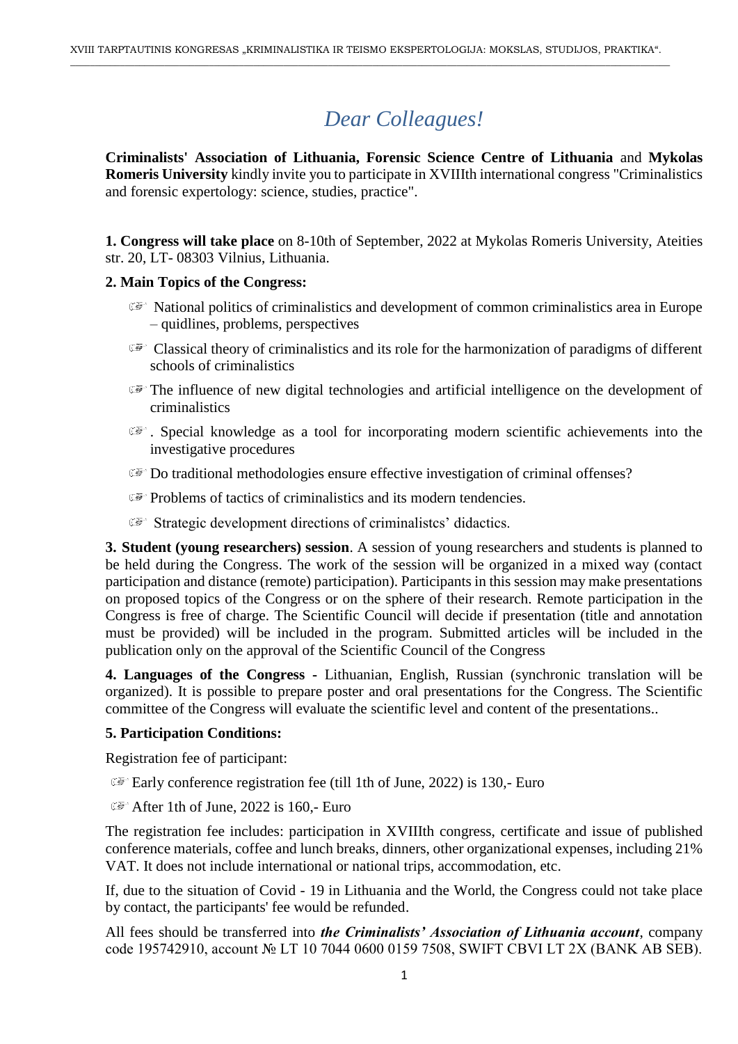# *Dear Colleagues!*

**Criminalists' Association of Lithuania, Forensic Science Centre of Lithuania** and **Mykolas Romeris University** kindly invite you to participate in XVIIIth international congress "Criminalistics and forensic expertology: science, studies, practice".

**1. Congress will take place** on 8-10th of September, 2022 at Mykolas Romeris University, Ateities str. 20, LT- 08303 Vilnius, Lithuania.

**2. Main Topics of the Congress:**

- ☞ National politics of criminalistics and development of common criminalistics area in Europe – quidlines, problems, perspectives
- ☞ Classical theory of criminalistics and its role for the harmonization of paradigms of different schools of criminalistics
- ☞ The influence of new digital technologies and artificial intelligence on the development of criminalistics
- ☞ . Special knowledge as a tool for incorporating modern scientific achievements into the investigative procedures
- ☞ Do traditional methodologies ensure effective investigation of criminal offenses?
- ☞ Problems of tactics of criminalistics and its modern tendencies.
- ☞ Strategic development directions of criminalistcs' didactics.

**3. Student (young researchers) session**. A session of young researchers and students is planned to be held during the Congress. The work of the session will be organized in a mixed way (contact participation and distance (remote) participation). Participants in this session may make presentations on proposed topics of the Congress or on the sphere of their research. Remote participation in the Congress is free of charge. The Scientific Council will decide if presentation (title and annotation must be provided) will be included in the program. Submitted articles will be included in the publication only on the approval of the Scientific Council of the Congress

**4. Languages of the Congress -** Lithuanian, English, Russian (synchronic translation will be organized). It is possible to prepare poster and oral presentations for the Congress. The Scientific committee of the Congress will evaluate the scientific level and content of the presentations..

**5. Participation Conditions:**

Registration fee of participant:

- ☞ Early conference registration fee (till 1th of June, 2022) is 130,- Euro
- ☞ After 1th of June, 2022 is 160,- Euro

The registration fee includes: participation in XVIIIth congress, certificate and issue of published conference materials, coffee and lunch breaks, dinners, other organizational expenses, including 21% VAT. It does not include international or national trips, accommodation, etc.

If, due to the situation of Covid - 19 in Lithuania and the World, the Congress could not take place by contact, the participants' fee would be refunded.

All fees should be transferred into ***the Criminalists' Association of Lithuania account***, company code 195742910, account № LT 10 7044 0600 0159 7508, SWIFT CBVI LT 2X (BANK AB SEB).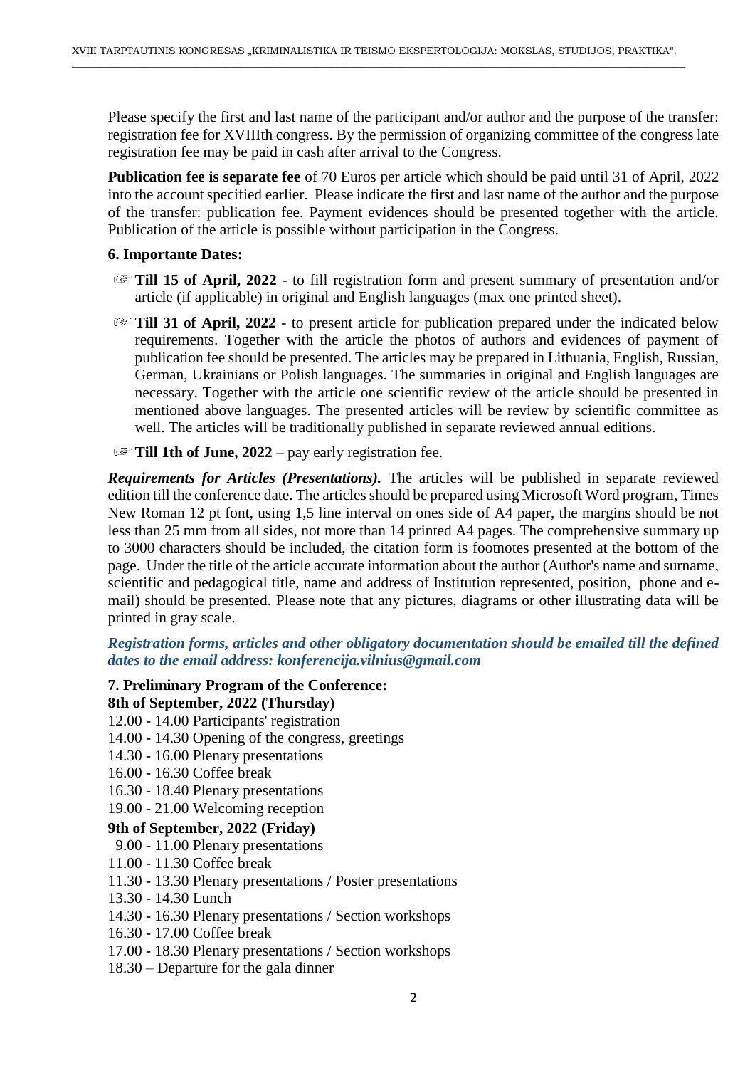Please specify the first and last name of the participant and/or author and the purpose of the transfer: registration fee for XVIIIth congress. By the permission of organizing committee of the congress late registration fee may be paid in cash after arrival to the Congress.

**Publication fee is separate fee** of 70 Euros per article which should be paid until 31 of April, 2022 into the account specified earlier. Please indicate the first and last name of the author and the purpose of the transfer: publication fee. Payment evidences should be presented together with the article. Publication of the article is possible without participation in the Congress.

### 6. Importante Dates:

- **Till 15 of April, 2022** - to fill registration form and present summary of presentation and/or article (if applicable) in original and English languages (max one printed sheet).
- **Till 31 of April, 2022** - to present article for publication prepared under the indicated below requirements. Together with the article the photos of authors and evidences of payment of publication fee should be presented. The articles may be prepared in Lithuania, English, Russian, German, Ukrainians or Polish languages. The summaries in original and English languages are necessary. Together with the article one scientific review of the article should be presented in mentioned above languages. The presented articles will be review by scientific committee as well. The articles will be traditionally published in separate reviewed annual editions.
- **Till 1th of June, 2022** – pay early registration fee.

***Requirements for Articles (Presentations).*** The articles will be published in separate reviewed edition till the conference date. The articles should be prepared using Microsoft Word program, Times New Roman 12 pt font, using 1,5 line interval on ones side of A4 paper, the margins should be not less than 25 mm from all sides, not more than 14 printed A4 pages. The comprehensive summary up to 3000 characters should be included, the citation form is footnotes presented at the bottom of the page. Under the title of the article accurate information about the author (Author's name and surname, scientific and pedagogical title, name and address of Institution represented, position, phone and e-mail) should be presented. Please note that any pictures, diagrams or other illustrating data will be printed in gray scale.

***Registration forms, articles and other obligatory documentation should be emailed till the defined dates to the email address: konferencija.vilnius@gmail.com***

### 7. Preliminary Program of the Conference:

**8th of September, 2022 (Thursday)**

12.00 - 14.00 Participants' registration
14.00 - 14.30 Opening of the congress, greetings
14.30 - 16.00 Plenary presentations
16.00 - 16.30 Coffee break
16.30 - 18.40 Plenary presentations
19.00 - 21.00 Welcoming reception

**9th of September, 2022 (Friday)**

9.00 - 11.00 Plenary presentations
11.00 - 11.30 Coffee break
11.30 - 13.30 Plenary presentations / Poster presentations
13.30 - 14.30 Lunch
14.30 - 16.30 Plenary presentations / Section workshops
16.30 - 17.00 Coffee break
17.00 - 18.30 Plenary presentations / Section workshops
18.30 – Departure for the gala dinner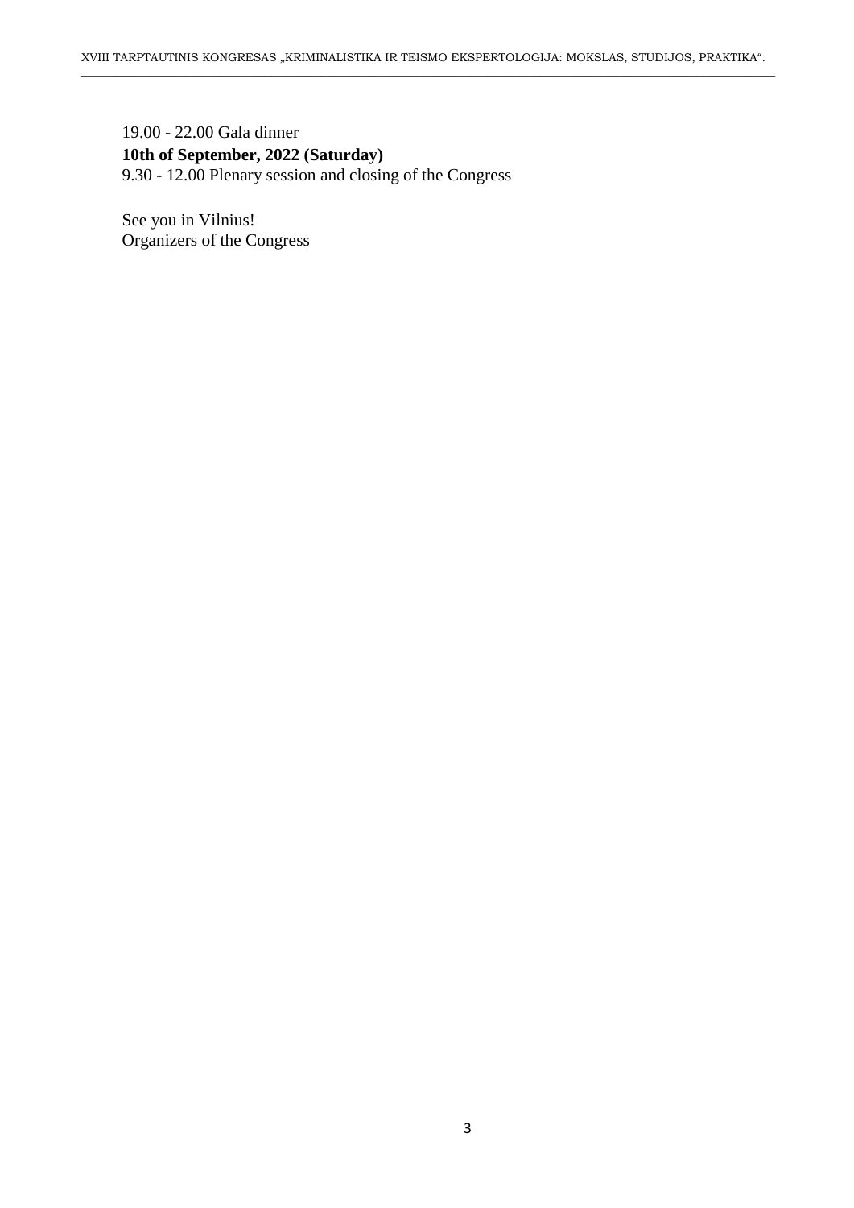19.00 - 22.00 Gala dinner

**10th of September, 2022 (Saturday)**

9.30 - 12.00 Plenary session and closing of the Congress

See you in Vilnius!
Organizers of the Congress